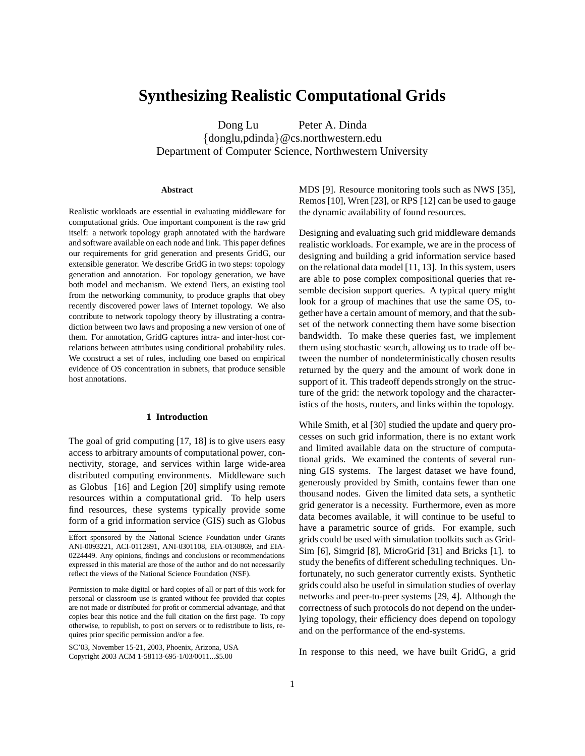# Synthesizing Realistic Computational Grids

Dong Lu    Peter A. Dinda
{donglu,pdinda}@cs.northwestern.edu
Department of Computer Science, Northwestern University

### Abstract

Realistic workloads are essential in evaluating middleware for computational grids. One important component is the raw grid itself: a network topology graph annotated with the hardware and software available on each node and link. This paper defines our requirements for grid generation and presents GridG, our extensible generator. We describe GridG in two steps: topology generation and annotation. For topology generation, we have both model and mechanism. We extend Tiers, an existing tool from the networking community, to produce graphs that obey recently discovered power laws of Internet topology. We also contribute to network topology theory by illustrating a contradiction between two laws and proposing a new version of one of them. For annotation, GridG captures intra- and inter-host correlations between attributes using conditional probability rules. We construct a set of rules, including one based on empirical evidence of OS concentration in subnets, that produce sensible host annotations.

## 1 Introduction

The goal of grid computing [17, 18] is to give users easy access to arbitrary amounts of computational power, connectivity, storage, and services within large wide-area distributed computing environments. Middleware such as Globus [16] and Legion [20] simplify using remote resources within a computational grid. To help users find resources, these systems typically provide some form of a grid information service (GIS) such as Globus MDS [9]. Resource monitoring tools such as NWS [35], Remos [10], Wren [23], or RPS [12] can be used to gauge the dynamic availability of found resources.

Designing and evaluating such grid middleware demands realistic workloads. For example, we are in the process of designing and building a grid information service based on the relational data model [11, 13]. In this system, users are able to pose complex compositional queries that resemble decision support queries. A typical query might look for a group of machines that use the same OS, together have a certain amount of memory, and that the subset of the network connecting them have some bisection bandwidth. To make these queries fast, we implement them using stochastic search, allowing us to trade off between the number of nondeterministically chosen results returned by the query and the amount of work done in support of it. This tradeoff depends strongly on the structure of the grid: the network topology and the characteristics of the hosts, routers, and links within the topology.

While Smith, et al [30] studied the update and query processes on such grid information, there is no extant work and limited available data on the structure of computational grids. We examined the contents of several running GIS systems. The largest dataset we have found, generously provided by Smith, contains fewer than one thousand nodes. Given the limited data sets, a synthetic grid generator is a necessity. Furthermore, even as more data becomes available, it will continue to be useful to have a parametric source of grids. For example, such grids could be used with simulation toolkits such as GridSim [6], Simgrid [8], MicroGrid [31] and Bricks [1]. to study the benefits of different scheduling techniques. Unfortunately, no such generator currently exists. Synthetic grids could also be useful in simulation studies of overlay networks and peer-to-peer systems [29, 4]. Although the correctness of such protocols do not depend on the underlying topology, their efficiency does depend on topology and on the performance of the end-systems.

In response to this need, we have built GridG, a grid

---

Effort sponsored by the National Science Foundation under Grants ANI-0093221, ACI-0112891, ANI-0301108, EIA-0130869, and EIA-0224449. Any opinions, findings and conclusions or recommendations expressed in this material are those of the author and do not necessarily reflect the views of the National Science Foundation (NSF).

Permission to make digital or hard copies of all or part of this work for personal or classroom use is granted without fee provided that copies are not made or distributed for profit or commercial advantage, and that copies bear this notice and the full citation on the first page. To copy otherwise, to republish, to post on servers or to redistribute to lists, requires prior specific permission and/or a fee.

SC'03, November 15-21, 2003, Phoenix, Arizona, USA
Copyright 2003 ACM 1-58113-695-1/03/0011...$5.00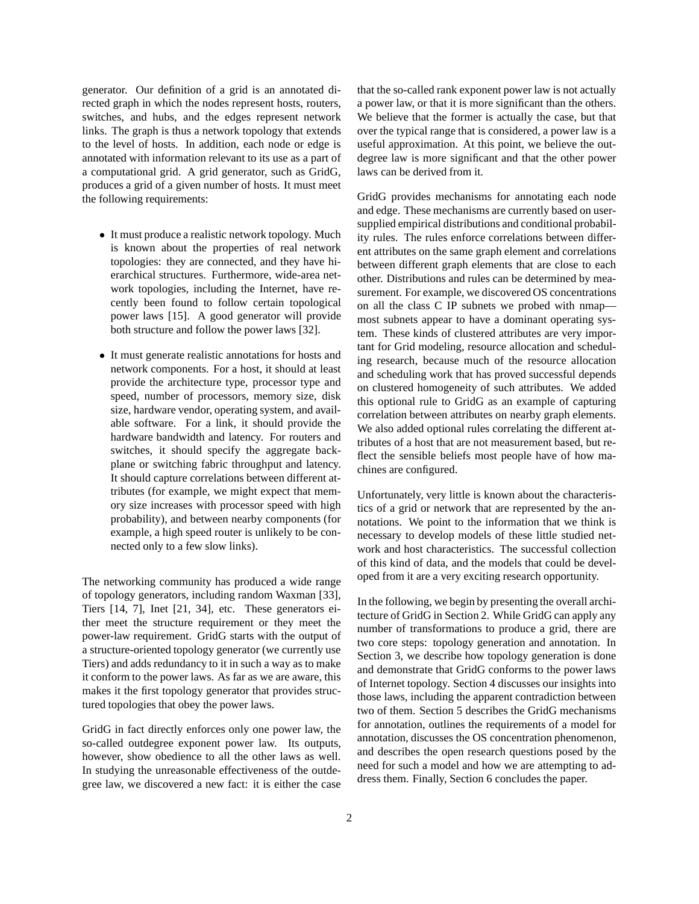generator. Our definition of a grid is an annotated directed graph in which the nodes represent hosts, routers, switches, and hubs, and the edges represent network links. The graph is thus a network topology that extends to the level of hosts. In addition, each node or edge is annotated with information relevant to its use as a part of a computational grid. A grid generator, such as GridG, produces a grid of a given number of hosts. It must meet the following requirements:

- It must produce a realistic network topology. Much is known about the properties of real network topologies: they are connected, and they have hierarchical structures. Furthermore, wide-area network topologies, including the Internet, have recently been found to follow certain topological power laws [15]. A good generator will provide both structure and follow the power laws [32].
- It must generate realistic annotations for hosts and network components. For a host, it should at least provide the architecture type, processor type and speed, number of processors, memory size, disk size, hardware vendor, operating system, and available software. For a link, it should provide the hardware bandwidth and latency. For routers and switches, it should specify the aggregate backplane or switching fabric throughput and latency. It should capture correlations between different attributes (for example, we might expect that memory size increases with processor speed with high probability), and between nearby components (for example, a high speed router is unlikely to be connected only to a few slow links).

The networking community has produced a wide range of topology generators, including random Waxman [33], Tiers [14, 7], Inet [21, 34], etc. These generators either meet the structure requirement or they meet the power-law requirement. GridG starts with the output of a structure-oriented topology generator (we currently use Tiers) and adds redundancy to it in such a way as to make it conform to the power laws. As far as we are aware, this makes it the first topology generator that provides structured topologies that obey the power laws.

GridG in fact directly enforces only one power law, the so-called outdegree exponent power law. Its outputs, however, show obedience to all the other laws as well. In studying the unreasonable effectiveness of the outdegree law, we discovered a new fact: it is either the case that the so-called rank exponent power law is not actually a power law, or that it is more significant than the others. We believe that the former is actually the case, but that over the typical range that is considered, a power law is a useful approximation. At this point, we believe the outdegree law is more significant and that the other power laws can be derived from it.

GridG provides mechanisms for annotating each node and edge. These mechanisms are currently based on user-supplied empirical distributions and conditional probability rules. The rules enforce correlations between different attributes on the same graph element and correlations between different graph elements that are close to each other. Distributions and rules can be determined by measurement. For example, we discovered OS concentrations on all the class C IP subnets we probed with nmap—most subnets appear to have a dominant operating system. These kinds of clustered attributes are very important for Grid modeling, resource allocation and scheduling research, because much of the resource allocation and scheduling work that has proved successful depends on clustered homogeneity of such attributes. We added this optional rule to GridG as an example of capturing correlation between attributes on nearby graph elements. We also added optional rules correlating the different attributes of a host that are not measurement based, but reflect the sensible beliefs most people have of how machines are configured.

Unfortunately, very little is known about the characteristics of a grid or network that are represented by the annotations. We point to the information that we think is necessary to develop models of these little studied network and host characteristics. The successful collection of this kind of data, and the models that could be developed from it are a very exciting research opportunity.

In the following, we begin by presenting the overall architecture of GridG in Section 2. While GridG can apply any number of transformations to produce a grid, there are two core steps: topology generation and annotation. In Section 3, we describe how topology generation is done and demonstrate that GridG conforms to the power laws of Internet topology. Section 4 discusses our insights into those laws, including the apparent contradiction between two of them. Section 5 describes the GridG mechanisms for annotation, outlines the requirements of a model for annotation, discusses the OS concentration phenomenon, and describes the open research questions posed by the need for such a model and how we are attempting to address them. Finally, Section 6 concludes the paper.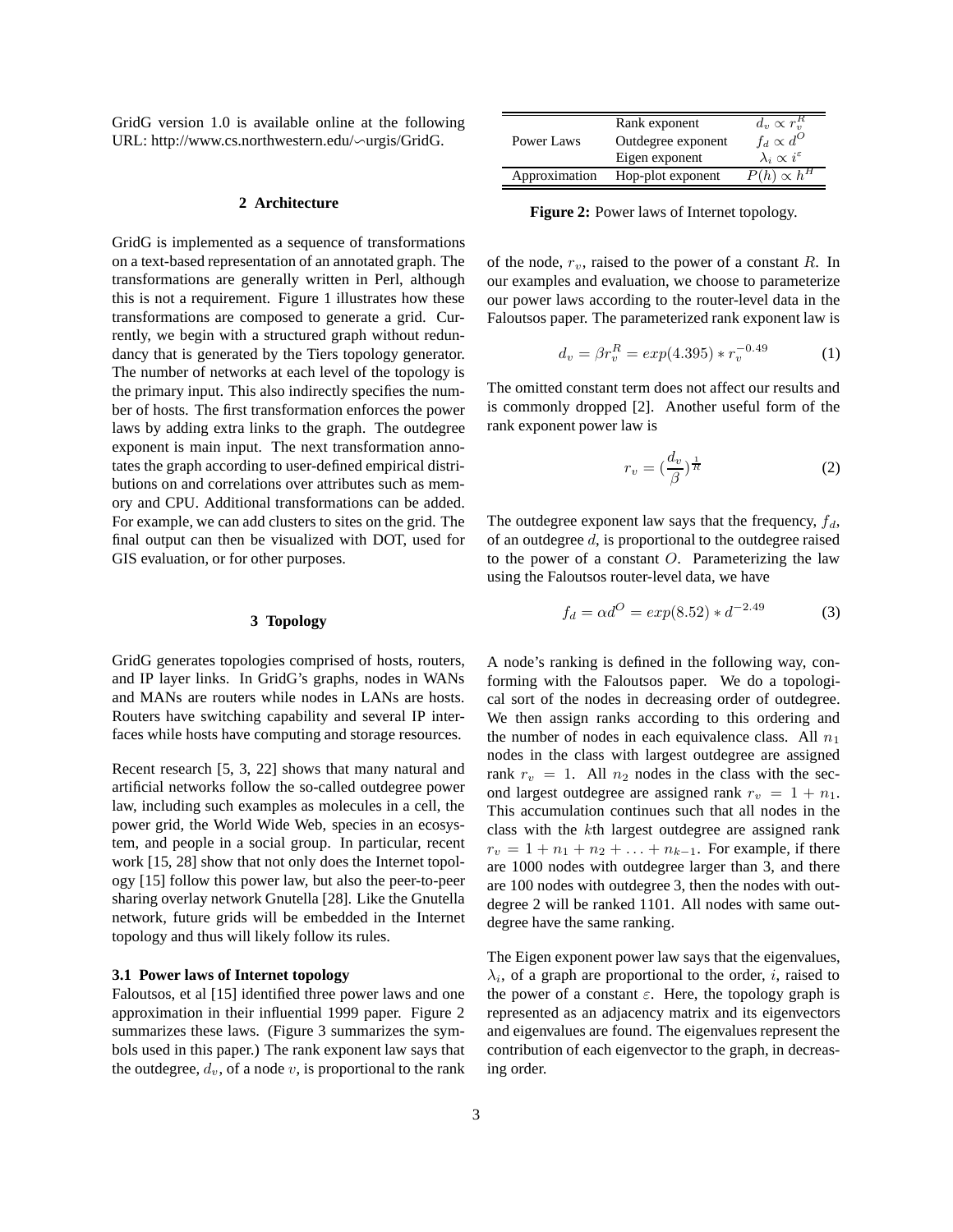GridG version 1.0 is available online at the following URL: http://www.cs.northwestern.edu/∽urgis/GridG.

## 2 Architecture

GridG is implemented as a sequence of transformations on a text-based representation of an annotated graph. The transformations are generally written in Perl, although this is not a requirement. Figure 1 illustrates how these transformations are composed to generate a grid. Currently, we begin with a structured graph without redundancy that is generated by the Tiers topology generator. The number of networks at each level of the topology is the primary input. This also indirectly specifies the number of hosts. The first transformation enforces the power laws by adding extra links to the graph. The outdegree exponent is main input. The next transformation annotates the graph according to user-defined empirical distributions on and correlations over attributes such as memory and CPU. Additional transformations can be added. For example, we can add clusters to sites on the grid. The final output can then be visualized with DOT, used for GIS evaluation, or for other purposes.

## 3 Topology

GridG generates topologies comprised of hosts, routers, and IP layer links. In GridG's graphs, nodes in WANs and MANs are routers while nodes in LANs are hosts. Routers have switching capability and several IP interfaces while hosts have computing and storage resources.

Recent research [5, 3, 22] shows that many natural and artificial networks follow the so-called outdegree power law, including such examples as molecules in a cell, the power grid, the World Wide Web, species in an ecosystem, and people in a social group. In particular, recent work [15, 28] show that not only does the Internet topology [15] follow this power law, but also the peer-to-peer sharing overlay network Gnutella [28]. Like the Gnutella network, future grids will be embedded in the Internet topology and thus will likely follow its rules.

### 3.1 Power laws of Internet topology

Faloutsos, et al [15] identified three power laws and one approximation in their influential 1999 paper. Figure 2 summarizes these laws. (Figure 3 summarizes the symbols used in this paper.) The rank exponent law says that the outdegree, $d_v$, of a node $v$, is proportional to the rank of the node, $r_v$, raised to the power of a constant $R$. In our examples and evaluation, we choose to parameterize our power laws according to the router-level data in the Faloutsos paper. The parameterized rank exponent law is

| | | |
|---|---|---|
| Power Laws | Rank exponent | $d_v \propto r_v^R$ |
| | Outdegree exponent | $f_d \propto d^O$ |
| | Eigen exponent | $\lambda_i \propto i^\varepsilon$ |
| Approximation | Hop-plot exponent | $P(h) \propto h^H$ |

**Figure 2:** Power laws of Internet topology.

$$d_v = \beta r_v^R = exp(4.395) * r_v^{-0.49} \quad (1)$$

The omitted constant term does not affect our results and is commonly dropped [2]. Another useful form of the rank exponent power law is

$$r_v = (\frac{d_v}{\beta})^{\frac{1}{R}} \quad (2)$$

The outdegree exponent law says that the frequency, $f_d$, of an outdegree $d$, is proportional to the outdegree raised to the power of a constant $O$. Parameterizing the law using the Faloutsos router-level data, we have

$$f_d = \alpha d^O = exp(8.52) * d^{-2.49} \quad (3)$$

A node's ranking is defined in the following way, conforming with the Faloutsos paper. We do a topological sort of the nodes in decreasing order of outdegree. We then assign ranks according to this ordering and the number of nodes in each equivalence class. All $n_1$ nodes in the class with largest outdegree are assigned rank $r_v = 1$. All $n_2$ nodes in the class with the second largest outdegree are assigned rank $r_v = 1 + n_1$. This accumulation continues such that all nodes in the class with the $k$th largest outdegree are assigned rank $r_v = 1 + n_1 + n_2 + \ldots + n_{k-1}$. For example, if there are 1000 nodes with outdegree larger than 3, and there are 100 nodes with outdegree 3, then the nodes with outdegree 2 will be ranked 1101. All nodes with same outdegree have the same ranking.

The Eigen exponent power law says that the eigenvalues, $\lambda_i$, of a graph are proportional to the order, $i$, raised to the power of a constant $\varepsilon$. Here, the topology graph is represented as an adjacency matrix and its eigenvectors and eigenvalues are found. The eigenvalues represent the contribution of each eigenvector to the graph, in decreasing order.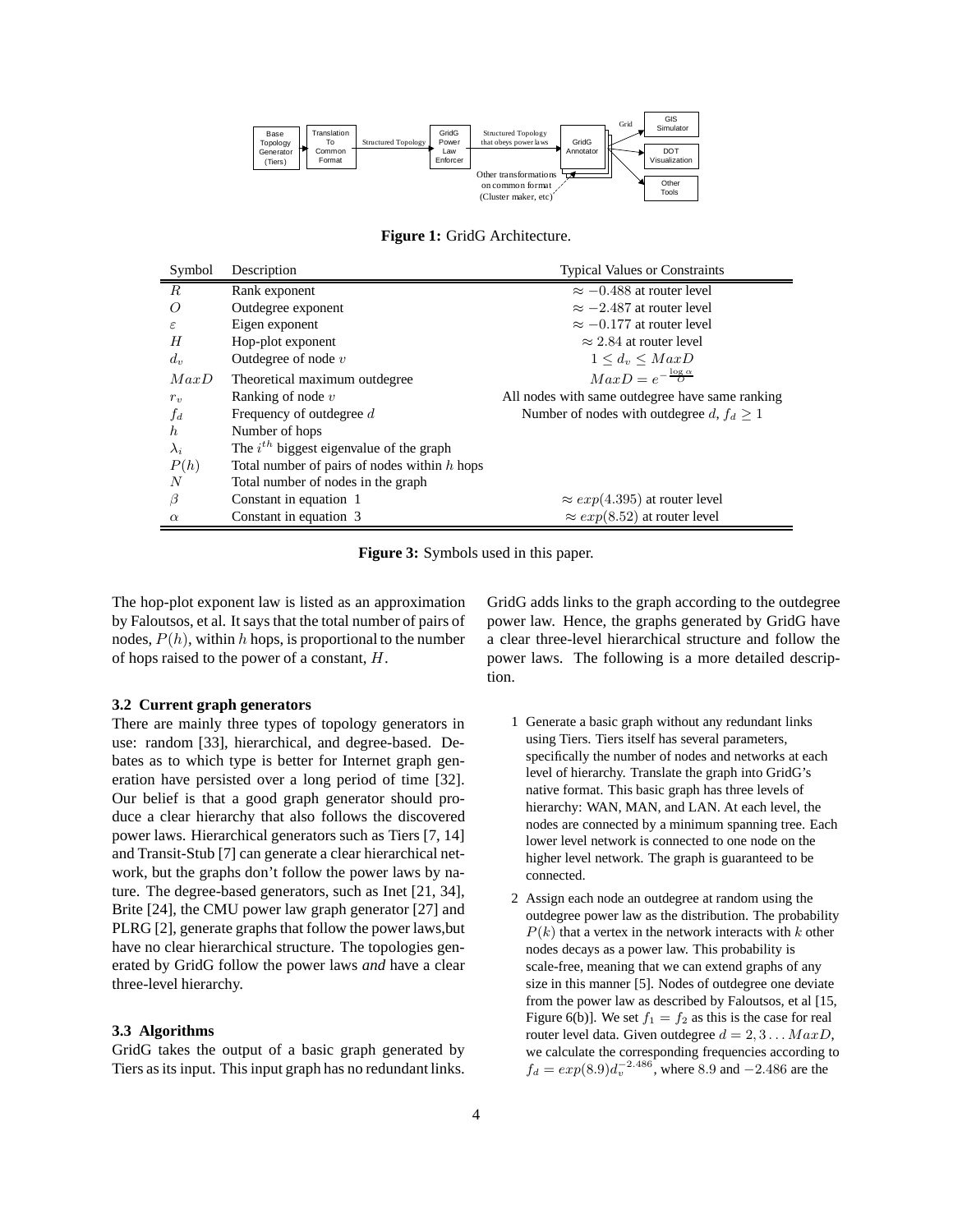**Figure 1:** GridG Architecture.

| Symbol | Description | Typical Values or Constraints |
|---|---|---|
| $R$ | Rank exponent | $\approx -0.488$ at router level |
| $O$ | Outdegree exponent | $\approx -2.487$ at router level |
| $\varepsilon$ | Eigen exponent | $\approx -0.177$ at router level |
| $H$ | Hop-plot exponent | $\approx 2.84$ at router level |
| $d_v$ | Outdegree of node $v$ | $1 \leq d_v \leq MaxD$ |
| $MaxD$ | Theoretical maximum outdegree | $MaxD = e^{-\frac{\log \alpha}{O}}$ |
| $r_v$ | Ranking of node $v$ | All nodes with same outdegree have same ranking |
| $f_d$ | Frequency of outdegree $d$ | Number of nodes with outdegree $d$, $f_d \geq 1$ |
| $h$ | Number of hops | |
| $\lambda_i$ | The $i^{th}$ biggest eigenvalue of the graph | |
| $P(h)$ | Total number of pairs of nodes within $h$ hops | |
| $N$ | Total number of nodes in the graph | |
| $\beta$ | Constant in equation 1 | $\approx exp(4.395)$ at router level |
| $\alpha$ | Constant in equation 3 | $\approx exp(8.52)$ at router level |

**Figure 3:** Symbols used in this paper.

The hop-plot exponent law is listed as an approximation by Faloutsos, et al. It says that the total number of pairs of nodes, $P(h)$, within $h$ hops, is proportional to the number of hops raised to the power of a constant, $H$.

### 3.2 Current graph generators

There are mainly three types of topology generators in use: random [33], hierarchical, and degree-based. Debates as to which type is better for Internet graph generation have persisted over a long period of time [32]. Our belief is that a good graph generator should produce a clear hierarchy that also follows the discovered power laws. Hierarchical generators such as Tiers [7, 14] and Transit-Stub [7] can generate a clear hierarchical network, but the graphs don't follow the power laws by nature. The degree-based generators, such as Inet [21, 34], Brite [24], the CMU power law graph generator [27] and PLRG [2], generate graphs that follow the power laws,but have no clear hierarchical structure. The topologies generated by GridG follow the power laws *and* have a clear three-level hierarchy.

### 3.3 Algorithms

GridG takes the output of a basic graph generated by Tiers as its input. This input graph has no redundant links. GridG adds links to the graph according to the outdegree power law. Hence, the graphs generated by GridG have a clear three-level hierarchical structure and follow the power laws. The following is a more detailed description.

1. Generate a basic graph without any redundant links using Tiers. Tiers itself has several parameters, specifically the number of nodes and networks at each level of hierarchy. Translate the graph into GridG's native format. This basic graph has three levels of hierarchy: WAN, MAN, and LAN. At each level, the nodes are connected by a minimum spanning tree. Each lower level network is connected to one node on the higher level network. The graph is guaranteed to be connected.

2. Assign each node an outdegree at random using the outdegree power law as the distribution. The probability $P(k)$ that a vertex in the network interacts with $k$ other nodes decays as a power law. This probability is scale-free, meaning that we can extend graphs of any size in this manner [5]. Nodes of outdegree one deviate from the power law as described by Faloutsos, et al [15, Figure 6(b)]. We set $f_1 = f_2$ as this is the case for real router level data. Given outdegree $d = 2, 3 \ldots MaxD$, we calculate the corresponding frequencies according to $f_d = exp(8.9)d_v^{-2.486}$, where $8.9$ and $-2.486$ are the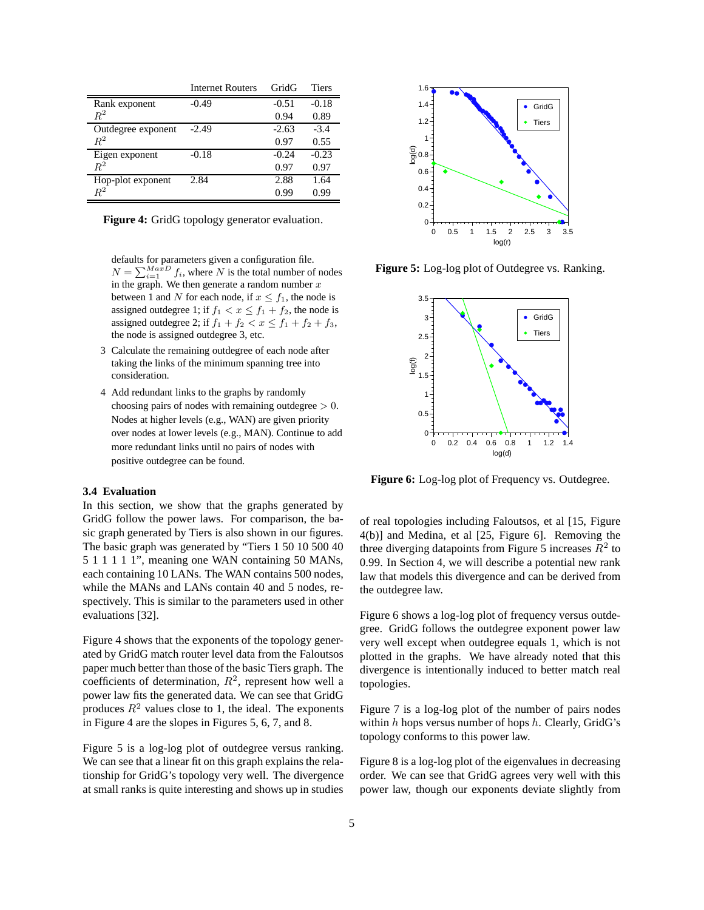|  | Internet Routers | GridG | Tiers |
|---|---|---|---|
| Rank exponent | -0.49 | -0.51 | -0.18 |
| $R^2$ |  | 0.94 | 0.89 |
| Outdegree exponent | -2.49 | -2.63 | -3.4 |
| $R^2$ |  | 0.97 | 0.55 |
| Eigen exponent | -0.18 | -0.24 | -0.23 |
| $R^2$ |  | 0.97 | 0.97 |
| Hop-plot exponent | 2.84 | 2.88 | 1.64 |
| $R^2$ |  | 0.99 | 0.99 |

**Figure 4:** GridG topology generator evaluation.

defaults for parameters given a configuration file. $N = \sum_{i=1}^{MaxD} f_i$, where $N$ is the total number of nodes in the graph. We then generate a random number $x$ between 1 and $N$ for each node, if $x \leq f_1$, the node is assigned outdegree 1; if $f_1 < x \leq f_1 + f_2$, the node is assigned outdegree 2; if $f_1 + f_2 < x \leq f_1 + f_2 + f_3$, the node is assigned outdegree 3, etc.

3. Calculate the remaining outdegree of each node after taking the links of the minimum spanning tree into consideration.

4. Add redundant links to the graphs by randomly choosing pairs of nodes with remaining outdegree $> 0$. Nodes at higher levels (e.g., WAN) are given priority over nodes at lower levels (e.g., MAN). Continue to add more redundant links until no pairs of nodes with positive outdegree can be found.

### 3.4 Evaluation

In this section, we show that the graphs generated by GridG follow the power laws. For comparison, the basic graph generated by Tiers is also shown in our figures. The basic graph was generated by "Tiers 1 50 10 500 40 5 1 1 1 1 1", meaning one WAN containing 50 MANs, each containing 10 LANs. The WAN contains 500 nodes, while the MANs and LANs contain 40 and 5 nodes, respectively. This is similar to the parameters used in other evaluations [32].

Figure 4 shows that the exponents of the topology generated by GridG match router level data from the Faloutsos paper much better than those of the basic Tiers graph. The coefficients of determination, $R^2$, represent how well a power law fits the generated data. We can see that GridG produces $R^2$ values close to 1, the ideal. The exponents in Figure 4 are the slopes in Figures 5, 6, 7, and 8.

Figure 5 is a log-log plot of outdegree versus ranking. We can see that a linear fit on this graph explains the relationship for GridG's topology very well. The divergence at small ranks is quite interesting and shows up in studies of real topologies including Faloutsos, et al [15, Figure 4(b)] and Medina, et al [25, Figure 6]. Removing the three diverging datapoints from Figure 5 increases $R^2$ to 0.99. In Section 4, we will describe a potential new rank law that models this divergence and can be derived from the outdegree law.

**Figure 5:** Log-log plot of Outdegree vs. Ranking.

**Figure 6:** Log-log plot of Frequency vs. Outdegree.

Figure 6 shows a log-log plot of frequency versus outdegree. GridG follows the outdegree exponent power law very well except when outdegree equals 1, which is not plotted in the graphs. We have already noted that this divergence is intentionally induced to better match real topologies.

Figure 7 is a log-log plot of the number of pairs nodes within $h$ hops versus number of hops $h$. Clearly, GridG's topology conforms to this power law.

Figure 8 is a log-log plot of the eigenvalues in decreasing order. We can see that GridG agrees very well with this power law, though our exponents deviate slightly from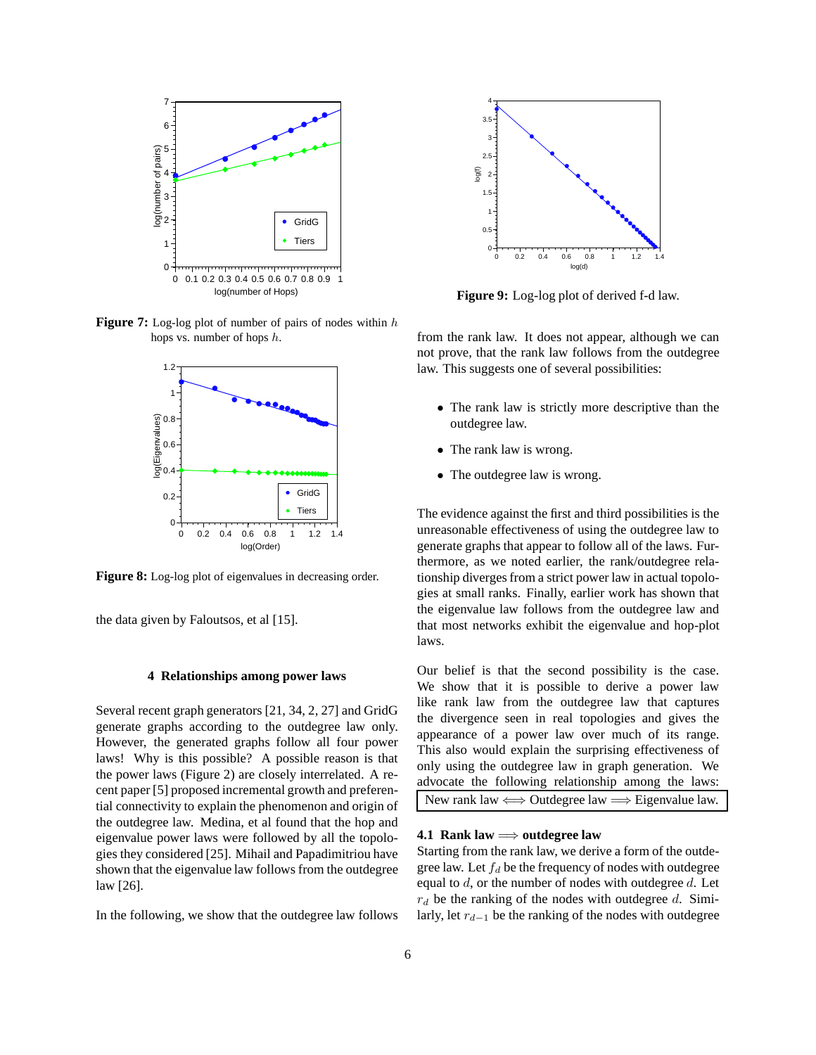**Figure 7:** Log-log plot of number of pairs of nodes within $h$ hops vs. number of hops $h$.

**Figure 8:** Log-log plot of eigenvalues in decreasing order.

the data given by Faloutsos, et al [15].

## 4 Relationships among power laws

Several recent graph generators [21, 34, 2, 27] and GridG generate graphs according to the outdegree law only. However, the generated graphs follow all four power laws! Why is this possible? A possible reason is that the power laws (Figure 2) are closely interrelated. A recent paper [5] proposed incremental growth and preferential connectivity to explain the phenomenon and origin of the outdegree law. Medina, et al found that the hop and eigenvalue power laws were followed by all the topologies they considered [25]. Mihail and Papadimitriou have shown that the eigenvalue law follows from the outdegree law [26].

In the following, we show that the outdegree law follows from the rank law. It does not appear, although we can not prove, that the rank law follows from the outdegree law. This suggests one of several possibilities:

- The rank law is strictly more descriptive than the outdegree law.
- The rank law is wrong.
- The outdegree law is wrong.

**Figure 9:** Log-log plot of derived f-d law.

The evidence against the first and third possibilities is the unreasonable effectiveness of using the outdegree law to generate graphs that appear to follow all of the laws. Furthermore, as we noted earlier, the rank/outdegree relationship diverges from a strict power law in actual topologies at small ranks. Finally, earlier work has shown that the eigenvalue law follows from the outdegree law and that most networks exhibit the eigenvalue and hop-plot laws.

Our belief is that the second possibility is the case. We show that it is possible to derive a power law like rank law from the outdegree law that captures the divergence seen in real topologies and gives the appearance of a power law over much of its range. This also would explain the surprising effectiveness of only using the outdegree law in graph generation. We advocate the following relationship among the laws:

| New rank law $\Longleftrightarrow$ Outdegree law $\Longrightarrow$ Eigenvalue law. |
|---|

### 4.1 Rank law $\Longrightarrow$ outdegree law

Starting from the rank law, we derive a form of the outdegree law. Let $f_d$ be the frequency of nodes with outdegree equal to $d$, or the number of nodes with outdegree $d$. Let $r_d$ be the ranking of the nodes with outdegree $d$. Similarly, let $r_{d-1}$ be the ranking of the nodes with outdegree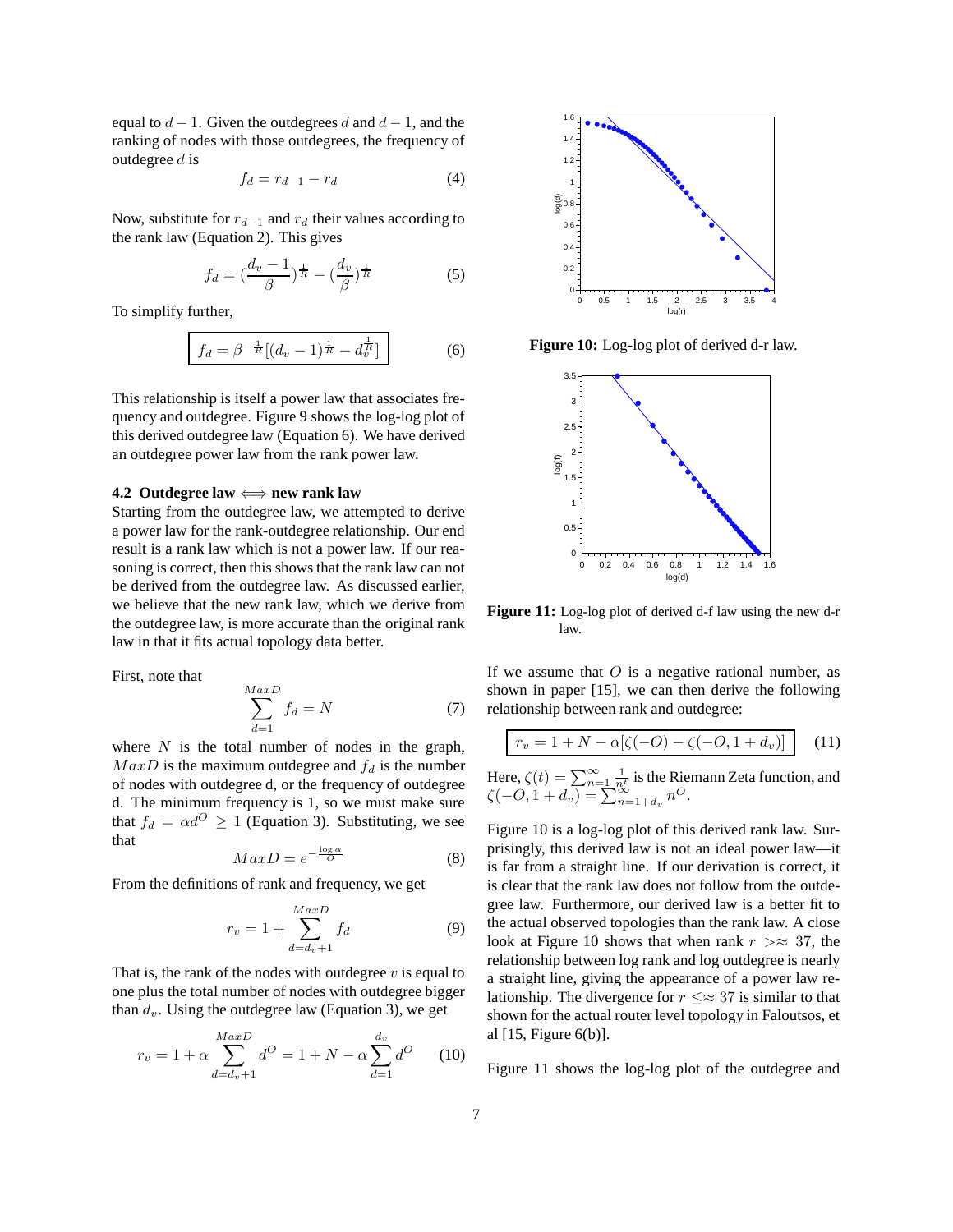equal to $d-1$. Given the outdegrees $d$ and $d-1$, and the ranking of nodes with those outdegrees, the frequency of outdegree $d$ is

$$f_d = r_{d-1} - r_d \tag{4}$$

Now, substitute for $r_{d-1}$ and $r_d$ their values according to the rank law (Equation 2). This gives

$$f_d = \left(\frac{d_v - 1}{\beta}\right)^{\frac{1}{R}} - \left(\frac{d_v}{\beta}\right)^{\frac{1}{R}} \tag{5}$$

To simplify further,

$$\boxed{f_d = \beta^{-\frac{1}{R}}[(d_v - 1)^{\frac{1}{R}} - d_v^{\frac{1}{R}}]} \tag{6}$$

This relationship is itself a power law that associates frequency and outdegree. Figure 9 shows the log-log plot of this derived outdegree law (Equation 6). We have derived an outdegree power law from the rank power law.

### 4.2 Outdegree law $\Longleftrightarrow$ new rank law

Starting from the outdegree law, we attempted to derive a power law for the rank-outdegree relationship. Our end result is a rank law which is not a power law. If our reasoning is correct, then this shows that the rank law can not be derived from the outdegree law. As discussed earlier, we believe that the new rank law, which we derive from the outdegree law, is more accurate than the original rank law in that it fits actual topology data better.

First, note that

$$\sum_{d=1}^{MaxD} f_d = N \tag{7}$$

where $N$ is the total number of nodes in the graph, $MaxD$ is the maximum outdegree and $f_d$ is the number of nodes with outdegree d, or the frequency of outdegree d. The minimum frequency is 1, so we must make sure that $f_d = \alpha d^O \geq 1$ (Equation 3). Substituting, we see that

$$MaxD = e^{-\frac{\log \alpha}{O}} \tag{8}$$

From the definitions of rank and frequency, we get

$$r_v = 1 + \sum_{d=d_v+1}^{MaxD} f_d \tag{9}$$

That is, the rank of the nodes with outdegree $v$ is equal to one plus the total number of nodes with outdegree bigger than $d_v$. Using the outdegree law (Equation 3), we get

$$r_v = 1 + \alpha \sum_{d=d_v+1}^{MaxD} d^O = 1 + N - \alpha \sum_{d=1}^{d_v} d^O \tag{10}$$

**Figure 10:** Log-log plot of derived d-r law.

**Figure 11:** Log-log plot of derived d-f law using the new d-r law.

If we assume that $O$ is a negative rational number, as shown in paper [15], we can then derive the following relationship between rank and outdegree:

$$\boxed{r_v = 1 + N - \alpha[\zeta(-O) - \zeta(-O, 1 + d_v)]} \tag{11}$$

Here, $\zeta(t) = \sum_{n=1}^{\infty} \frac{1}{n^t}$ is the Riemann Zeta function, and $\zeta(-O, 1 + d_v) = \sum_{n=1+d_v}^{\infty} n^O$.

Figure 10 is a log-log plot of this derived rank law. Surprisingly, this derived law is not an ideal power law—it is far from a straight line. If our derivation is correct, it is clear that the rank law does not follow from the outdegree law. Furthermore, our derived law is a better fit to the actual observed topologies than the rank law. A close look at Figure 10 shows that when rank $r >\approx 37$, the relationship between log rank and log outdegree is nearly a straight line, giving the appearance of a power law relationship. The divergence for $r \leq\approx 37$ is similar to that shown for the actual router level topology in Faloutsos, et al [15, Figure 6(b)].

Figure 11 shows the log-log plot of the outdegree and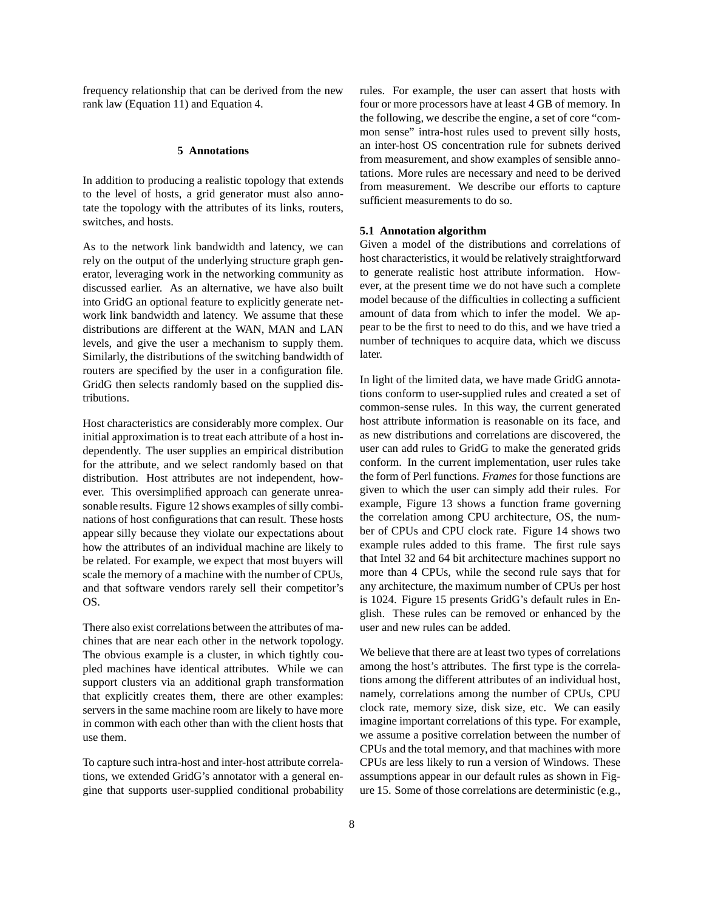frequency relationship that can be derived from the new rank law (Equation 11) and Equation 4.

## 5 Annotations

In addition to producing a realistic topology that extends to the level of hosts, a grid generator must also annotate the topology with the attributes of its links, routers, switches, and hosts.

As to the network link bandwidth and latency, we can rely on the output of the underlying structure graph generator, leveraging work in the networking community as discussed earlier. As an alternative, we have also built into GridG an optional feature to explicitly generate network link bandwidth and latency. We assume that these distributions are different at the WAN, MAN and LAN levels, and give the user a mechanism to supply them. Similarly, the distributions of the switching bandwidth of routers are specified by the user in a configuration file. GridG then selects randomly based on the supplied distributions.

Host characteristics are considerably more complex. Our initial approximation is to treat each attribute of a host independently. The user supplies an empirical distribution for the attribute, and we select randomly based on that distribution. Host attributes are not independent, however. This oversimplified approach can generate unreasonable results. Figure 12 shows examples of silly combinations of host configurations that can result. These hosts appear silly because they violate our expectations about how the attributes of an individual machine are likely to be related. For example, we expect that most buyers will scale the memory of a machine with the number of CPUs, and that software vendors rarely sell their competitor's OS.

There also exist correlations between the attributes of machines that are near each other in the network topology. The obvious example is a cluster, in which tightly coupled machines have identical attributes. While we can support clusters via an additional graph transformation that explicitly creates them, there are other examples: servers in the same machine room are likely to have more in common with each other than with the client hosts that use them.

To capture such intra-host and inter-host attribute correlations, we extended GridG's annotator with a general engine that supports user-supplied conditional probability rules. For example, the user can assert that hosts with four or more processors have at least 4 GB of memory. In the following, we describe the engine, a set of core "common sense" intra-host rules used to prevent silly hosts, an inter-host OS concentration rule for subnets derived from measurement, and show examples of sensible annotations. More rules are necessary and need to be derived from measurement. We describe our efforts to capture sufficient measurements to do so.

### 5.1 Annotation algorithm

Given a model of the distributions and correlations of host characteristics, it would be relatively straightforward to generate realistic host attribute information. However, at the present time we do not have such a complete model because of the difficulties in collecting a sufficient amount of data from which to infer the model. We appear to be the first to need to do this, and we have tried a number of techniques to acquire data, which we discuss later.

In light of the limited data, we have made GridG annotations conform to user-supplied rules and created a set of common-sense rules. In this way, the current generated host attribute information is reasonable on its face, and as new distributions and correlations are discovered, the user can add rules to GridG to make the generated grids conform. In the current implementation, user rules take the form of Perl functions. *Frames* for those functions are given to which the user can simply add their rules. For example, Figure 13 shows a function frame governing the correlation among CPU architecture, OS, the number of CPUs and CPU clock rate. Figure 14 shows two example rules added to this frame. The first rule says that Intel 32 and 64 bit architecture machines support no more than 4 CPUs, while the second rule says that for any architecture, the maximum number of CPUs per host is 1024. Figure 15 presents GridG's default rules in English. These rules can be removed or enhanced by the user and new rules can be added.

We believe that there are at least two types of correlations among the host's attributes. The first type is the correlations among the different attributes of an individual host, namely, correlations among the number of CPUs, CPU clock rate, memory size, disk size, etc. We can easily imagine important correlations of this type. For example, we assume a positive correlation between the number of CPUs and the total memory, and that machines with more CPUs are less likely to run a version of Windows. These assumptions appear in our default rules as shown in Figure 15. Some of those correlations are deterministic (e.g.,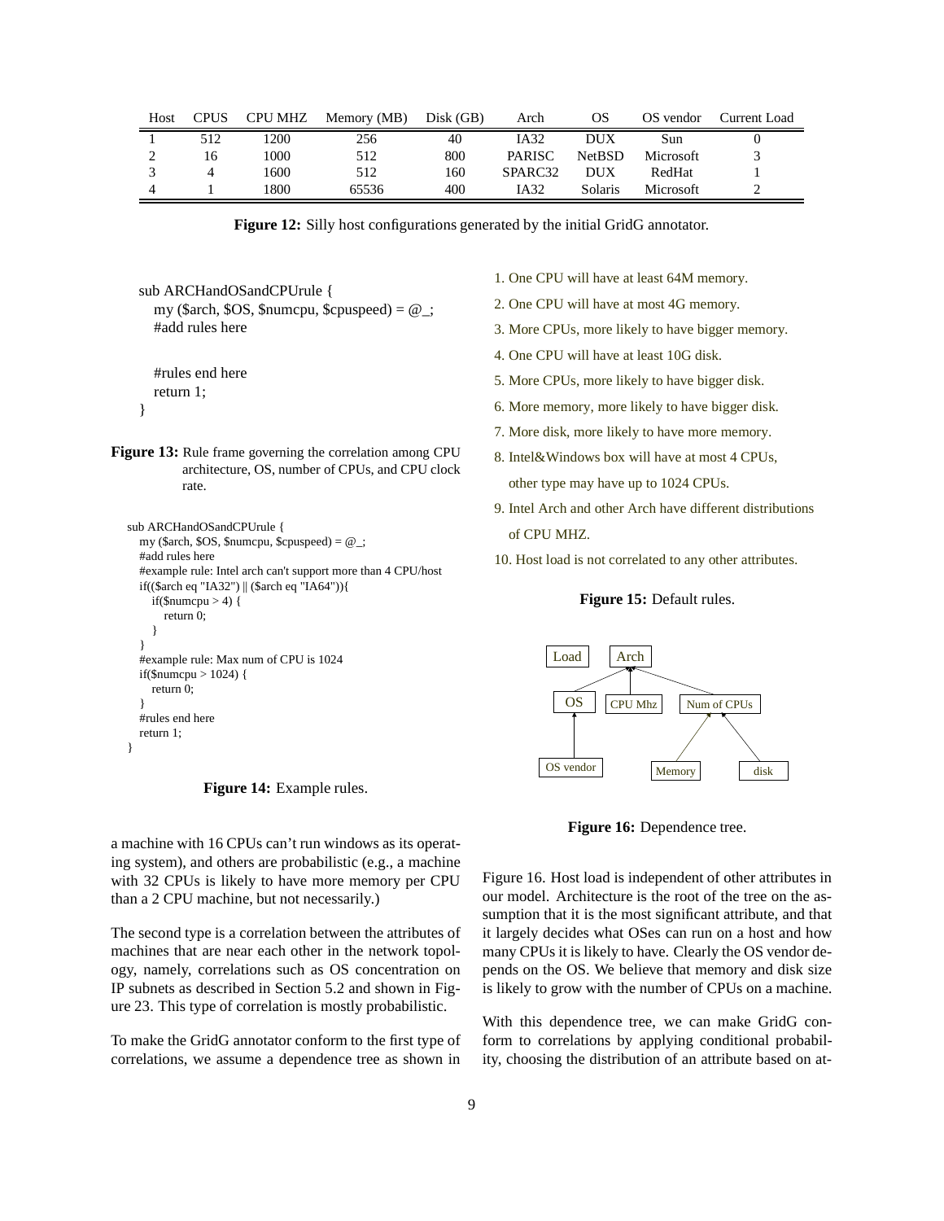| Host | CPUS | CPU MHZ | Memory (MB) | Disk (GB) | Arch | OS | OS vendor | Current Load |
|---|---|---|---|---|---|---|---|---|
| 1 | 512 | 1200 | 256 | 40 | IA32 | DUX | Sun | 0 |
| 2 | 16 | 1000 | 512 | 800 | PARISC | NetBSD | Microsoft | 3 |
| 3 | 4 | 1600 | 512 | 160 | SPARC32 | DUX | RedHat | 1 |
| 4 | 1 | 1800 | 65536 | 400 | IA32 | Solaris | Microsoft | 2 |

**Figure 12:** Silly host configurations generated by the initial GridG annotator.

```
sub ARCHandOSandCPUrule {
   my ($arch, $OS, $numcpu, $cpuspeed) = @_;
   #add rules here


   #rules end here
   return 1;
}
```

**Figure 13:** Rule frame governing the correlation among CPU architecture, OS, number of CPUs, and CPU clock rate.

```
sub ARCHandOSandCPUrule {
   my ($arch, $OS, $numcpu, $cpuspeed) = @_;
   #add rules here
   #example rule: Intel arch can't support more than 4 CPU/host
   if(($arch eq "IA32") || ($arch eq "IA64")){
      if($numcpu > 4) {
         return 0;
      }
   }
   #example rule: Max num of CPU is 1024
   if($numcpu > 1024) {
      return 0;
   }
   #rules end here
   return 1;
}
```

**Figure 14:** Example rules.

a machine with 16 CPUs can't run windows as its operating system), and others are probabilistic (e.g., a machine with 32 CPUs is likely to have more memory per CPU than a 2 CPU machine, but not necessarily.)

The second type is a correlation between the attributes of machines that are near each other in the network topology, namely, correlations such as OS concentration on IP subnets as described in Section 5.2 and shown in Figure 23. This type of correlation is mostly probabilistic.

To make the GridG annotator conform to the first type of correlations, we assume a dependence tree as shown in

1. One CPU will have at least 64M memory.
2. One CPU will have at most 4G memory.
3. More CPUs, more likely to have bigger memory.
4. One CPU will have at least 10G disk.
5. More CPUs, more likely to have bigger disk.
6. More memory, more likely to have bigger disk.
7. More disk, more likely to have more memory.
8. Intel&Windows box will have at most 4 CPUs, other type may have up to 1024 CPUs.
9. Intel Arch and other Arch have different distributions of CPU MHZ.
10. Host load is not correlated to any other attributes.

**Figure 15:** Default rules.

Load    Arch

OS    CPU Mhz    Num of CPUs

OS vendor    Memory    disk

**Figure 16:** Dependence tree.

Figure 16. Host load is independent of other attributes in our model. Architecture is the root of the tree on the assumption that it is the most significant attribute, and that it largely decides what OSes can run on a host and how many CPUs it is likely to have. Clearly the OS vendor depends on the OS. We believe that memory and disk size is likely to grow with the number of CPUs on a machine.

With this dependence tree, we can make GridG conform to correlations by applying conditional probability, choosing the distribution of an attribute based on at-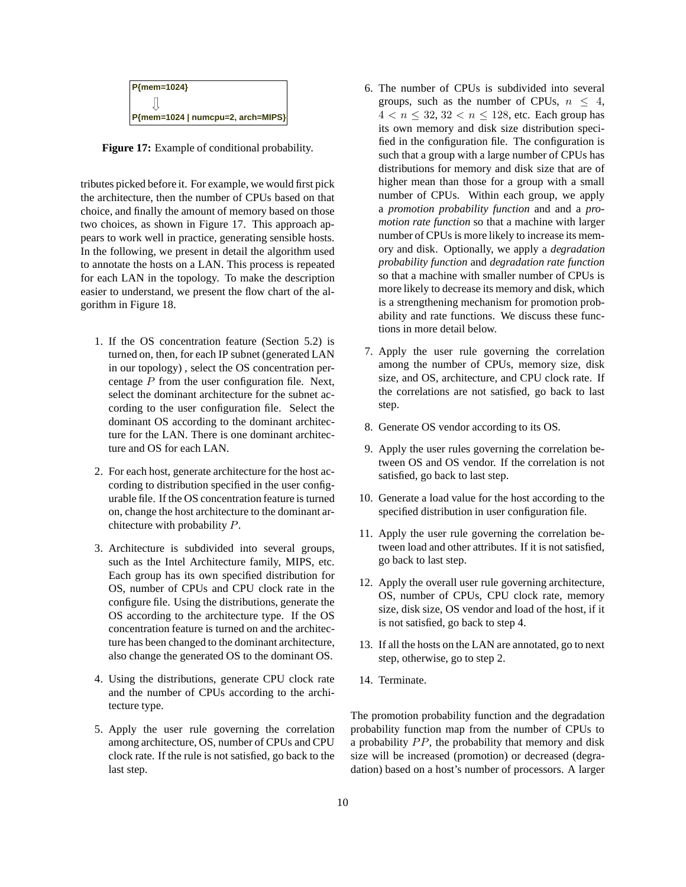P{mem=1024}

⇩

P{mem=1024 | numcpu=2, arch=MIPS}

**Figure 17:** Example of conditional probability.

tributes picked before it. For example, we would first pick the architecture, then the number of CPUs based on that choice, and finally the amount of memory based on those two choices, as shown in Figure 17. This approach appears to work well in practice, generating sensible hosts. In the following, we present in detail the algorithm used to annotate the hosts on a LAN. This process is repeated for each LAN in the topology. To make the description easier to understand, we present the flow chart of the algorithm in Figure 18.

1. If the OS concentration feature (Section 5.2) is turned on, then, for each IP subnet (generated LAN in our topology) , select the OS concentration percentage $P$ from the user configuration file. Next, select the dominant architecture for the subnet according to the user configuration file. Select the dominant OS according to the dominant architecture for the LAN. There is one dominant architecture and OS for each LAN.

2. For each host, generate architecture for the host according to distribution specified in the user configurable file. If the OS concentration feature is turned on, change the host architecture to the dominant architecture with probability $P$.

3. Architecture is subdivided into several groups, such as the Intel Architecture family, MIPS, etc. Each group has its own specified distribution for OS, number of CPUs and CPU clock rate in the configure file. Using the distributions, generate the OS according to the architecture type. If the OS concentration feature is turned on and the architecture has been changed to the dominant architecture, also change the generated OS to the dominant OS.

4. Using the distributions, generate CPU clock rate and the number of CPUs according to the architecture type.

5. Apply the user rule governing the correlation among architecture, OS, number of CPUs and CPU clock rate. If the rule is not satisfied, go back to the last step.

6. The number of CPUs is subdivided into several groups, such as the number of CPUs, $n \leq 4$, $4 < n \leq 32$, $32 < n \leq 128$, etc. Each group has its own memory and disk size distribution specified in the configuration file. The configuration is such that a group with a large number of CPUs has distributions for memory and disk size that are of higher mean than those for a group with a small number of CPUs. Within each group, we apply a *promotion probability function* and and a *promotion rate function* so that a machine with larger number of CPUs is more likely to increase its memory and disk. Optionally, we apply a *degradation probability function* and *degradation rate function* so that a machine with smaller number of CPUs is more likely to decrease its memory and disk, which is a strengthening mechanism for promotion probability and rate functions. We discuss these functions in more detail below.

7. Apply the user rule governing the correlation among the number of CPUs, memory size, disk size, and OS, architecture, and CPU clock rate. If the correlations are not satisfied, go back to last step.

8. Generate OS vendor according to its OS.

9. Apply the user rules governing the correlation between OS and OS vendor. If the correlation is not satisfied, go back to last step.

10. Generate a load value for the host according to the specified distribution in user configuration file.

11. Apply the user rule governing the correlation between load and other attributes. If it is not satisfied, go back to last step.

12. Apply the overall user rule governing architecture, OS, number of CPUs, CPU clock rate, memory size, disk size, OS vendor and load of the host, if it is not satisfied, go back to step 4.

13. If all the hosts on the LAN are annotated, go to next step, otherwise, go to step 2.

14. Terminate.

The promotion probability function and the degradation probability function map from the number of CPUs to a probability $PP$, the probability that memory and disk size will be increased (promotion) or decreased (degradation) based on a host's number of processors. A larger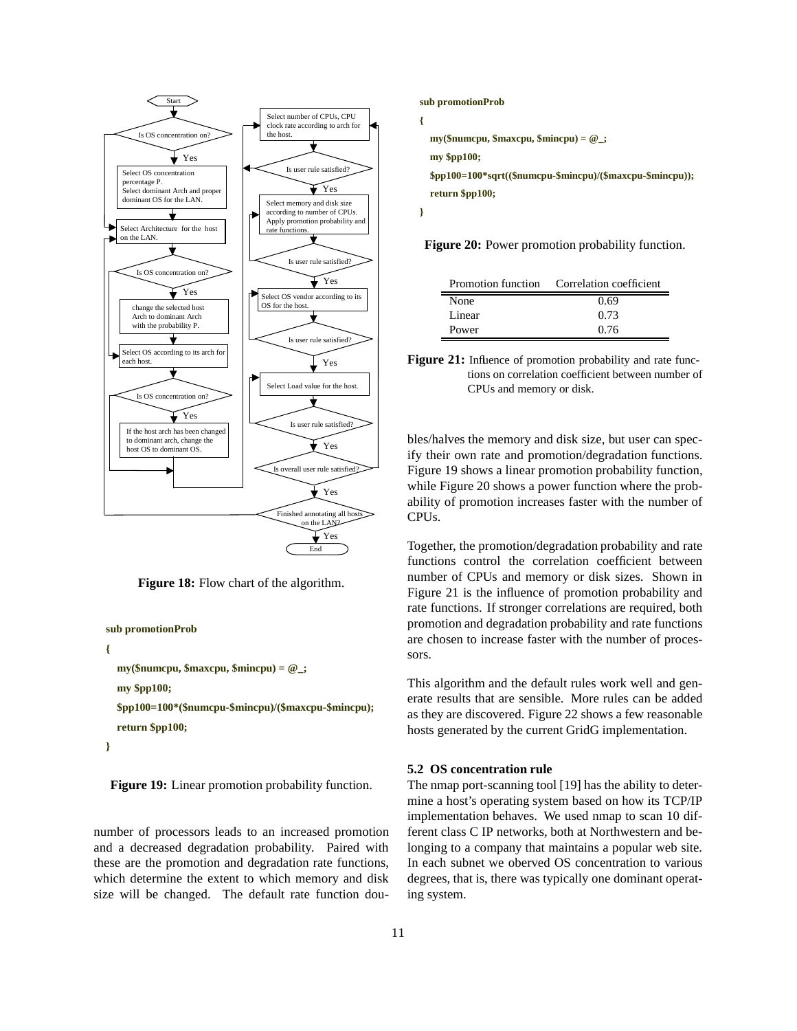**Figure 18:** Flow chart of the algorithm.

```
sub promotionProb
{
   my($numcpu, $maxcpu, $mincpu) = @_;
   my $pp100;
   $pp100=100*($numcpu-$mincpu)/($maxcpu-$mincpu);
   return $pp100;
}
```

**Figure 19:** Linear promotion probability function.

number of processors leads to an increased promotion and a decreased degradation probability. Paired with these are the promotion and degradation rate functions, which determine the extent to which memory and disk size will be changed. The default rate function doubles/halves the memory and disk size, but user can specify their own rate and promotion/degradation functions. Figure 19 shows a linear promotion probability function, while Figure 20 shows a power function where the probability of promotion increases faster with the number of CPUs.

```
sub promotionProb
{
   my($numcpu, $maxcpu, $mincpu) = @_;
   my $pp100;
   $pp100=100*sqrt(($numcpu-$mincpu)/($maxcpu-$mincpu));
   return $pp100;
}
```

**Figure 20:** Power promotion probability function.

| Promotion function | Correlation coefficient |
| --- | --- |
| None | 0.69 |
| Linear | 0.73 |
| Power | 0.76 |

**Figure 21:** Influence of promotion probability and rate functions on correlation coefficient between number of CPUs and memory or disk.

Together, the promotion/degradation probability and rate functions control the correlation coefficient between number of CPUs and memory or disk sizes. Shown in Figure 21 is the influence of promotion probability and rate functions. If stronger correlations are required, both promotion and degradation probability and rate functions are chosen to increase faster with the number of processors.

This algorithm and the default rules work well and generate results that are sensible. More rules can be added as they are discovered. Figure 22 shows a few reasonable hosts generated by the current GridG implementation.

### 5.2 OS concentration rule

The nmap port-scanning tool [19] has the ability to determine a host's operating system based on how its TCP/IP implementation behaves. We used nmap to scan 10 different class C IP networks, both at Northwestern and belonging to a company that maintains a popular web site. In each subnet we oberved OS concentration to various degrees, that is, there was typically one dominant operating system.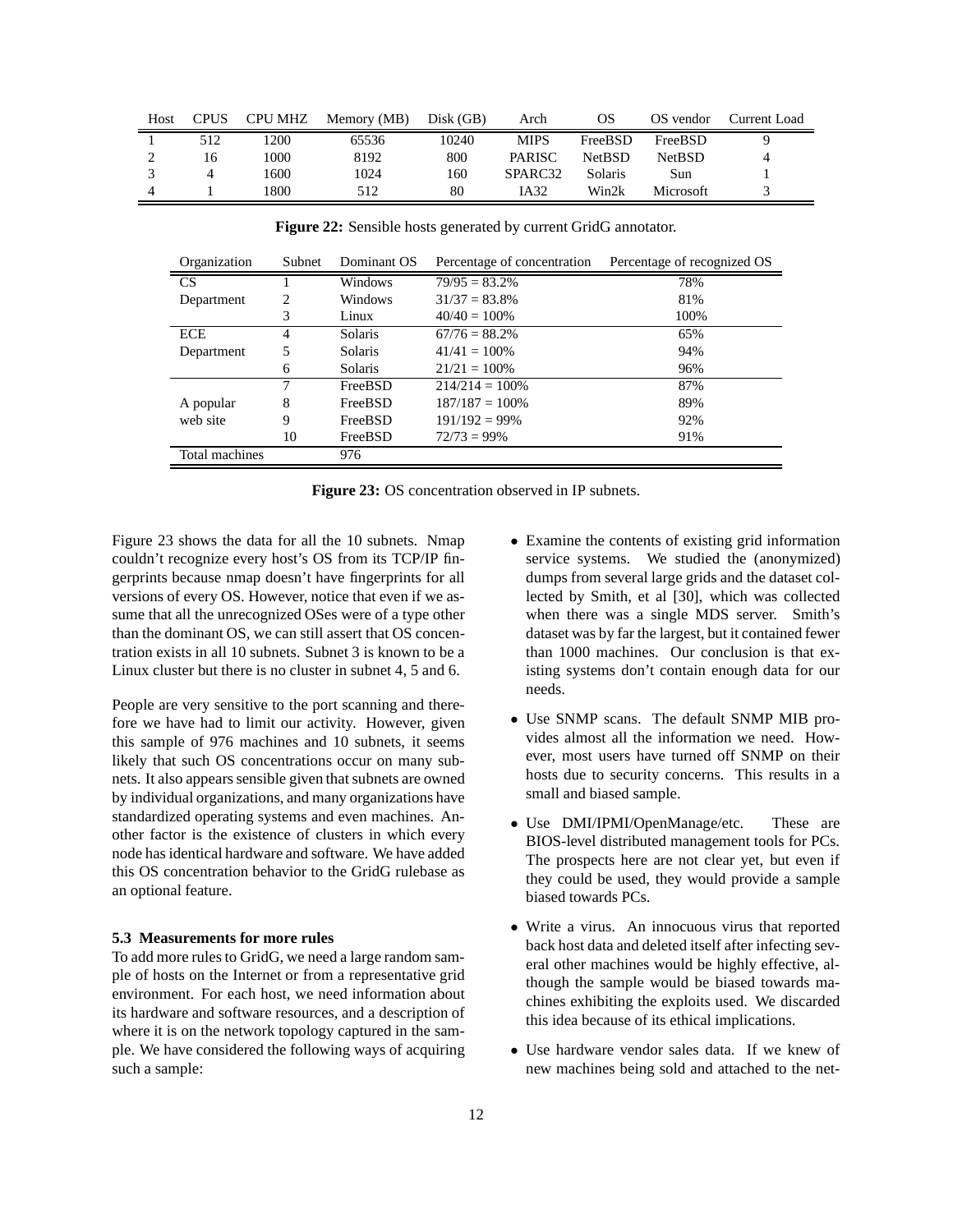| Host | CPUS | CPU MHZ | Memory (MB) | Disk (GB) | Arch | OS | OS vendor | Current Load |
|---|---|---|---|---|---|---|---|---|
| 1 | 512 | 1200 | 65536 | 10240 | MIPS | FreeBSD | FreeBSD | 9 |
| 2 | 16 | 1000 | 8192 | 800 | PARISC | NetBSD | NetBSD | 4 |
| 3 | 4 | 1600 | 1024 | 160 | SPARC32 | Solaris | Sun | 1 |
| 4 | 1 | 1800 | 512 | 80 | IA32 | Win2k | Microsoft | 3 |

**Figure 22:** Sensible hosts generated by current GridG annotator.

| Organization | Subnet | Dominant OS | Percentage of concentration | Percentage of recognized OS |
|---|---|---|---|---|
| CS | 1 | Windows | 79/95 = 83.2% | 78% |
| Department | 2 | Windows | 31/37 = 83.8% | 81% |
| | 3 | Linux | 40/40 = 100% | 100% |
| ECE | 4 | Solaris | 67/76 = 88.2% | 65% |
| Department | 5 | Solaris | 41/41 = 100% | 94% |
| | 6 | Solaris | 21/21 = 100% | 96% |
| | 7 | FreeBSD | 214/214 = 100% | 87% |
| A popular | 8 | FreeBSD | 187/187 = 100% | 89% |
| web site | 9 | FreeBSD | 191/192 = 99% | 92% |
| | 10 | FreeBSD | 72/73 = 99% | 91% |
| Total machines | | 976 | | |

**Figure 23:** OS concentration observed in IP subnets.

Figure 23 shows the data for all the 10 subnets. Nmap couldn't recognize every host's OS from its TCP/IP fingerprints because nmap doesn't have fingerprints for all versions of every OS. However, notice that even if we assume that all the unrecognized OSes were of a type other than the dominant OS, we can still assert that OS concentration exists in all 10 subnets. Subnet 3 is known to be a Linux cluster but there is no cluster in subnet 4, 5 and 6.

People are very sensitive to the port scanning and therefore we have had to limit our activity. However, given this sample of 976 machines and 10 subnets, it seems likely that such OS concentrations occur on many subnets. It also appears sensible given that subnets are owned by individual organizations, and many organizations have standardized operating systems and even machines. Another factor is the existence of clusters in which every node has identical hardware and software. We have added this OS concentration behavior to the GridG rulebase as an optional feature.

### 5.3 Measurements for more rules

To add more rules to GridG, we need a large random sample of hosts on the Internet or from a representative grid environment. For each host, we need information about its hardware and software resources, and a description of where it is on the network topology captured in the sample. We have considered the following ways of acquiring such a sample:

- Examine the contents of existing grid information service systems. We studied the (anonymized) dumps from several large grids and the dataset collected by Smith, et al [30], which was collected when there was a single MDS server. Smith's dataset was by far the largest, but it contained fewer than 1000 machines. Our conclusion is that existing systems don't contain enough data for our needs.
- Use SNMP scans. The default SNMP MIB provides almost all the information we need. However, most users have turned off SNMP on their hosts due to security concerns. This results in a small and biased sample.
- Use DMI/IPMI/OpenManage/etc. These are BIOS-level distributed management tools for PCs. The prospects here are not clear yet, but even if they could be used, they would provide a sample biased towards PCs.
- Write a virus. An innocuous virus that reported back host data and deleted itself after infecting several other machines would be highly effective, although the sample would be biased towards machines exhibiting the exploits used. We discarded this idea because of its ethical implications.
- Use hardware vendor sales data. If we knew of new machines being sold and attached to the net-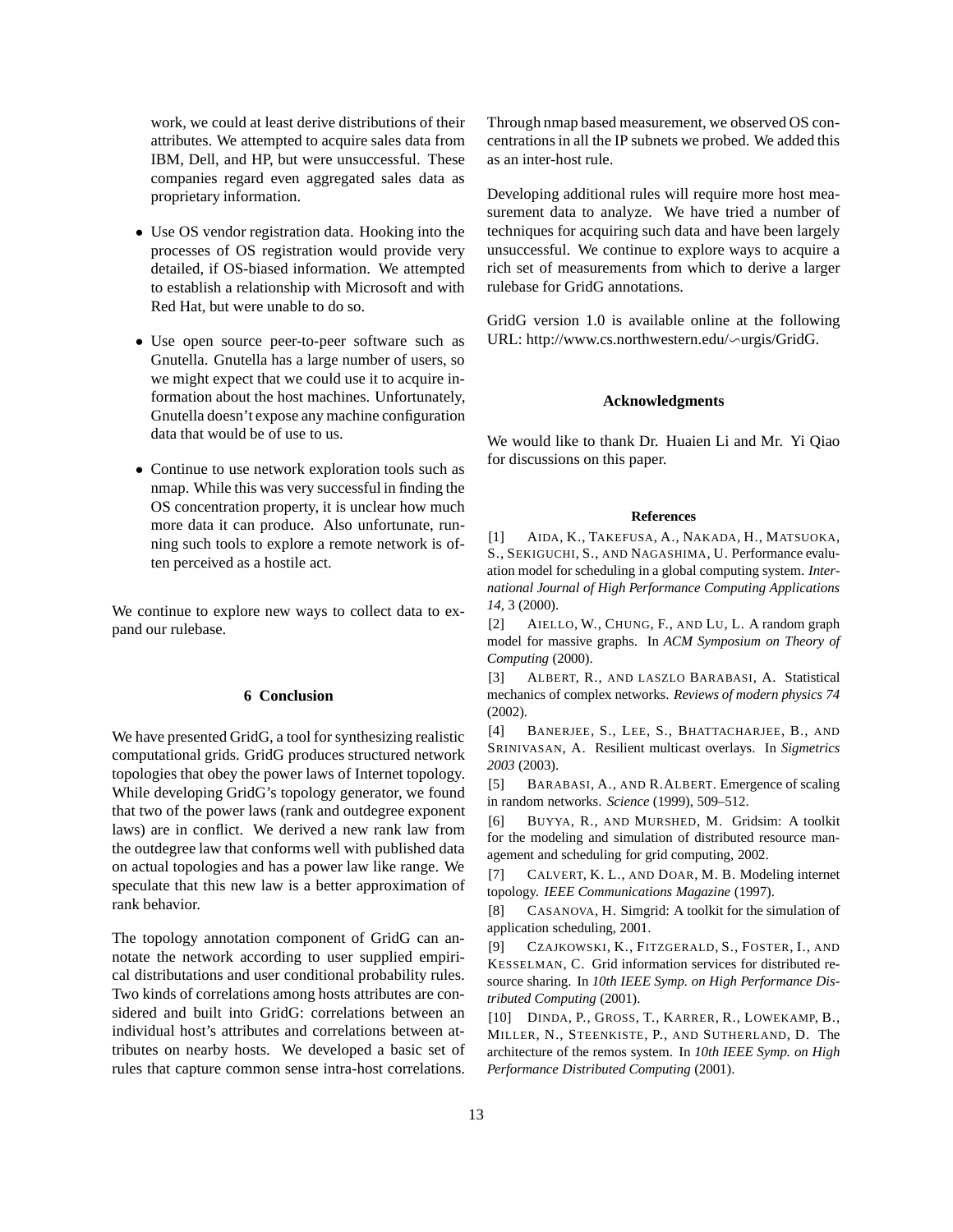work, we could at least derive distributions of their attributes. We attempted to acquire sales data from IBM, Dell, and HP, but were unsuccessful. These companies regard even aggregated sales data as proprietary information.

- Use OS vendor registration data. Hooking into the processes of OS registration would provide very detailed, if OS-biased information. We attempted to establish a relationship with Microsoft and with Red Hat, but were unable to do so.

- Use open source peer-to-peer software such as Gnutella. Gnutella has a large number of users, so we might expect that we could use it to acquire information about the host machines. Unfortunately, Gnutella doesn't expose any machine configuration data that would be of use to us.

- Continue to use network exploration tools such as nmap. While this was very successful in finding the OS concentration property, it is unclear how much more data it can produce. Also unfortunate, running such tools to explore a remote network is often perceived as a hostile act.

We continue to explore new ways to collect data to expand our rulebase.

## 6 Conclusion

We have presented GridG, a tool for synthesizing realistic computational grids. GridG produces structured network topologies that obey the power laws of Internet topology. While developing GridG's topology generator, we found that two of the power laws (rank and outdegree exponent laws) are in conflict. We derived a new rank law from the outdegree law that conforms well with published data on actual topologies and has a power law like range. We speculate that this new law is a better approximation of rank behavior.

The topology annotation component of GridG can annotate the network according to user supplied empirical distributations and user conditional probability rules. Two kinds of correlations among hosts attributes are considered and built into GridG: correlations between an individual host's attributes and correlations between attributes on nearby hosts. We developed a basic set of rules that capture common sense intra-host correlations. Through nmap based measurement, we observed OS concentrations in all the IP subnets we probed. We added this as an inter-host rule.

Developing additional rules will require more host measurement data to analyze. We have tried a number of techniques for acquiring such data and have been largely unsuccessful. We continue to explore ways to acquire a rich set of measurements from which to derive a larger rulebase for GridG annotations.

GridG version 1.0 is available online at the following URL: http://www.cs.northwestern.edu/∽urgis/GridG.

### Acknowledgments

We would like to thank Dr. Huaien Li and Mr. Yi Qiao for discussions on this paper.

### References

[1] AIDA, K., TAKEFUSA, A., NAKADA, H., MATSUOKA, S., SEKIGUCHI, S., AND NAGASHIMA, U. Performance evaluation model for scheduling in a global computing system. *International Journal of High Performance Computing Applications 14*, 3 (2000).

[2] AIELLO, W., CHUNG, F., AND LU, L. A random graph model for massive graphs. In *ACM Symposium on Theory of Computing* (2000).

[3] ALBERT, R., AND LASZLO BARABASI, A. Statistical mechanics of complex networks. *Reviews of modern physics 74* (2002).

[4] BANERJEE, S., LEE, S., BHATTACHARJEE, B., AND SRINIVASAN, A. Resilient multicast overlays. In *Sigmetrics 2003* (2003).

[5] BARABASI, A., AND R.ALBERT. Emergence of scaling in random networks. *Science* (1999), 509–512.

[6] BUYYA, R., AND MURSHED, M. Gridsim: A toolkit for the modeling and simulation of distributed resource management and scheduling for grid computing, 2002.

[7] CALVERT, K. L., AND DOAR, M. B. Modeling internet topology. *IEEE Communications Magazine* (1997).

[8] CASANOVA, H. Simgrid: A toolkit for the simulation of application scheduling, 2001.

[9] CZAJKOWSKI, K., FITZGERALD, S., FOSTER, I., AND KESSELMAN, C. Grid information services for distributed resource sharing. In *10th IEEE Symp. on High Performance Distributed Computing* (2001).

[10] DINDA, P., GROSS, T., KARRER, R., LOWEKAMP, B., MILLER, N., STEENKISTE, P., AND SUTHERLAND, D. The architecture of the remos system. In *10th IEEE Symp. on High Performance Distributed Computing* (2001).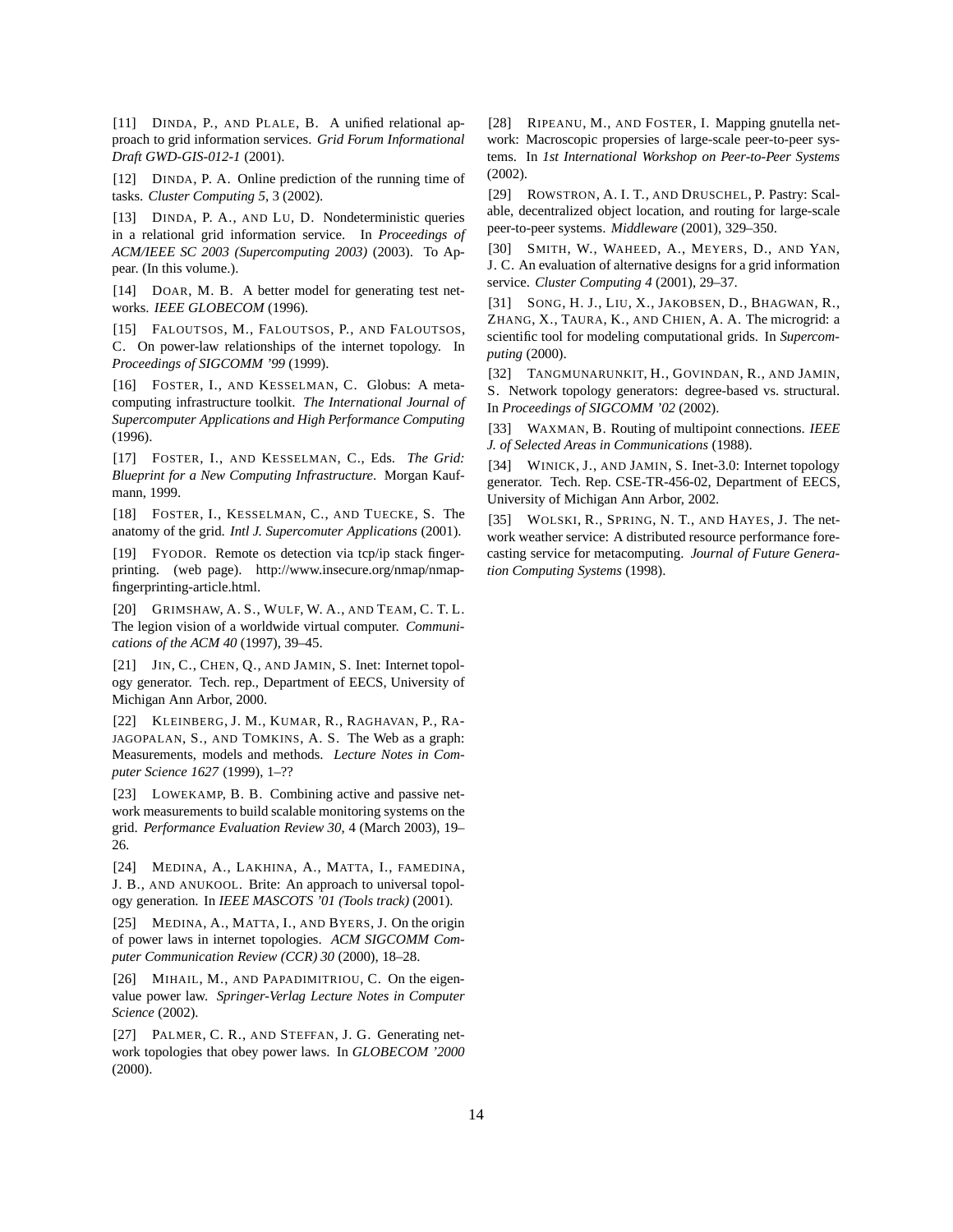[11] DINDA, P., AND PLALE, B. A unified relational approach to grid information services. *Grid Forum Informational Draft GWD-GIS-012-1* (2001).

[12] DINDA, P. A. Online prediction of the running time of tasks. *Cluster Computing 5*, 3 (2002).

[13] DINDA, P. A., AND LU, D. Nondeterministic queries in a relational grid information service. In *Proceedings of ACM/IEEE SC 2003 (Supercomputing 2003)* (2003). To Appear. (In this volume.).

[14] DOAR, M. B. A better model for generating test networks. *IEEE GLOBECOM* (1996).

[15] FALOUTSOS, M., FALOUTSOS, P., AND FALOUTSOS, C. On power-law relationships of the internet topology. In *Proceedings of SIGCOMM '99* (1999).

[16] FOSTER, I., AND KESSELMAN, C. Globus: A metacomputing infrastructure toolkit. *The International Journal of Supercomputer Applications and High Performance Computing* (1996).

[17] FOSTER, I., AND KESSELMAN, C., Eds. *The Grid: Blueprint for a New Computing Infrastructure*. Morgan Kaufmann, 1999.

[18] FOSTER, I., KESSELMAN, C., AND TUECKE, S. The anatomy of the grid. *Intl J. Supercomuter Applications* (2001).

[19] FYODOR. Remote os detection via tcp/ip stack fingerprinting. (web page). http://www.insecure.org/nmap/nmap-fingerprinting-article.html.

[20] GRIMSHAW, A. S., WULF, W. A., AND TEAM, C. T. L. The legion vision of a worldwide virtual computer. *Communications of the ACM 40* (1997), 39–45.

[21] JIN, C., CHEN, Q., AND JAMIN, S. Inet: Internet topology generator. Tech. rep., Department of EECS, University of Michigan Ann Arbor, 2000.

[22] KLEINBERG, J. M., KUMAR, R., RAGHAVAN, P., RAJAGOPALAN, S., AND TOMKINS, A. S. The Web as a graph: Measurements, models and methods. *Lecture Notes in Computer Science 1627* (1999), 1–??

[23] LOWEKAMP, B. B. Combining active and passive network measurements to build scalable monitoring systems on the grid. *Performance Evaluation Review 30*, 4 (March 2003), 19–26.

[24] MEDINA, A., LAKHINA, A., MATTA, I., FAMEDINA, J. B., AND ANUKOOL. Brite: An approach to universal topology generation. In *IEEE MASCOTS '01 (Tools track)* (2001).

[25] MEDINA, A., MATTA, I., AND BYERS, J. On the origin of power laws in internet topologies. *ACM SIGCOMM Computer Communication Review (CCR) 30* (2000), 18–28.

[26] MIHAIL, M., AND PAPADIMITRIOU, C. On the eigenvalue power law. *Springer-Verlag Lecture Notes in Computer Science* (2002).

[27] PALMER, C. R., AND STEFFAN, J. G. Generating network topologies that obey power laws. In *GLOBECOM '2000* (2000).

[28] RIPEANU, M., AND FOSTER, I. Mapping gnutella network: Macroscopic propersies of large-scale peer-to-peer systems. In *1st International Workshop on Peer-to-Peer Systems* (2002).

[29] ROWSTRON, A. I. T., AND DRUSCHEL, P. Pastry: Scalable, decentralized object location, and routing for large-scale peer-to-peer systems. *Middleware* (2001), 329–350.

[30] SMITH, W., WAHEED, A., MEYERS, D., AND YAN, J. C. An evaluation of alternative designs for a grid information service. *Cluster Computing 4* (2001), 29–37.

[31] SONG, H. J., LIU, X., JAKOBSEN, D., BHAGWAN, R., ZHANG, X., TAURA, K., AND CHIEN, A. A. The micrgrid: a scientific tool for modeling computational grids. In *Supercomputing* (2000).

[32] TANGMUNARUNKIT, H., GOVINDAN, R., AND JAMIN, S. Network topology generators: degree-based vs. structural. In *Proceedings of SIGCOMM '02* (2002).

[33] WAXMAN, B. Routing of multipoint connections. *IEEE J. of Selected Areas in Communications* (1988).

[34] WINICK, J., AND JAMIN, S. Inet-3.0: Internet topology generator. Tech. Rep. CSE-TR-456-02, Department of EECS, University of Michigan Ann Arbor, 2002.

[35] WOLSKI, R., SPRING, N. T., AND HAYES, J. The network weather service: A distributed resource performance forecasting service for metacomputing. *Journal of Future Generation Computing Systems* (1998).